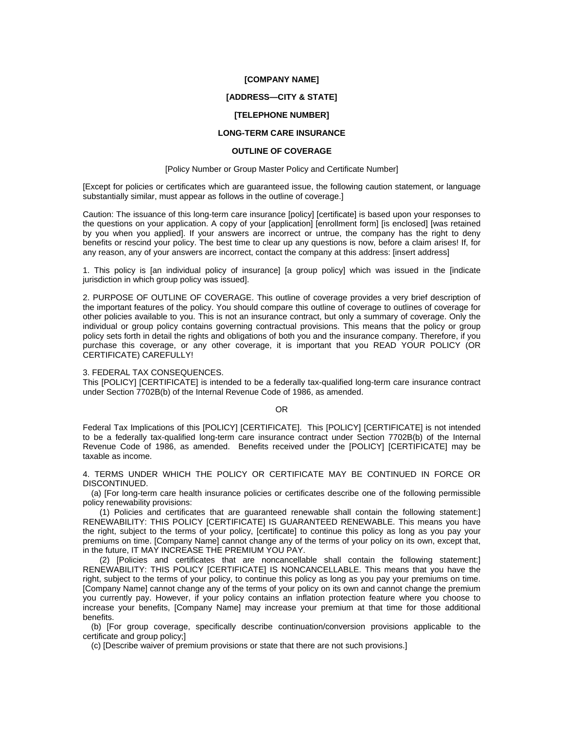**[COMPANY NAME]**

**[ADDRESS—CITY & STATE]**

**[TELEPHONE NUMBER]**

**LONG-TERM CARE INSURANCE**

**OUTLINE OF COVERAGE**

[Policy Number or Group Master Policy and Certificate Number]

[Except for policies or certificates which are guaranteed issue, the following caution statement, or language substantially similar, must appear as follows in the outline of coverage.]

Caution: The issuance of this long-term care insurance [policy] [certificate] is based upon your responses to the questions on your application. A copy of your [application] [enrollment form] [is enclosed] [was retained by you when you applied]. If your answers are incorrect or untrue, the company has the right to deny benefits or rescind your policy. The best time to clear up any questions is now, before a claim arises! If, for any reason, any of your answers are incorrect, contact the company at this address: [insert address]

1. This policy is [an individual policy of insurance] [a group policy] which was issued in the [indicate jurisdiction in which group policy was issued].

2. PURPOSE OF OUTLINE OF COVERAGE. This outline of coverage provides a very brief description of the important features of the policy. You should compare this outline of coverage to outlines of coverage for other policies available to you. This is not an insurance contract, but only a summary of coverage. Only the individual or group policy contains governing contractual provisions. This means that the policy or group policy sets forth in detail the rights and obligations of both you and the insurance company. Therefore, if you purchase this coverage, or any other coverage, it is important that you READ YOUR POLICY (OR CERTIFICATE) CAREFULLY!

3. FEDERAL TAX CONSEQUENCES.
This [POLICY] [CERTIFICATE] is intended to be a federally tax-qualified long-term care insurance contract under Section 7702B(b) of the Internal Revenue Code of 1986, as amended.

OR

Federal Tax Implications of this [POLICY] [CERTIFICATE]. This [POLICY] [CERTIFICATE] is not intended to be a federally tax-qualified long-term care insurance contract under Section 7702B(b) of the Internal Revenue Code of 1986, as amended. Benefits received under the [POLICY] [CERTIFICATE] may be taxable as income.

4. TERMS UNDER WHICH THE POLICY OR CERTIFICATE MAY BE CONTINUED IN FORCE OR DISCONTINUED.

(a) [For long-term care health insurance policies or certificates describe one of the following permissible policy renewability provisions:

(1) Policies and certificates that are guaranteed renewable shall contain the following statement:] RENEWABILITY: THIS POLICY [CERTIFICATE] IS GUARANTEED RENEWABLE. This means you have the right, subject to the terms of your policy, [certificate] to continue this policy as long as you pay your premiums on time. [Company Name] cannot change any of the terms of your policy on its own, except that, in the future, IT MAY INCREASE THE PREMIUM YOU PAY.

(2) [Policies and certificates that are noncancellable shall contain the following statement:] RENEWABILITY: THIS POLICY [CERTIFICATE] IS NONCANCELLABLE. This means that you have the right, subject to the terms of your policy, to continue this policy as long as you pay your premiums on time. [Company Name] cannot change any of the terms of your policy on its own and cannot change the premium you currently pay. However, if your policy contains an inflation protection feature where you choose to increase your benefits, [Company Name] may increase your premium at that time for those additional benefits.

(b) [For group coverage, specifically describe continuation/conversion provisions applicable to the certificate and group policy;]

(c) [Describe waiver of premium provisions or state that there are not such provisions.]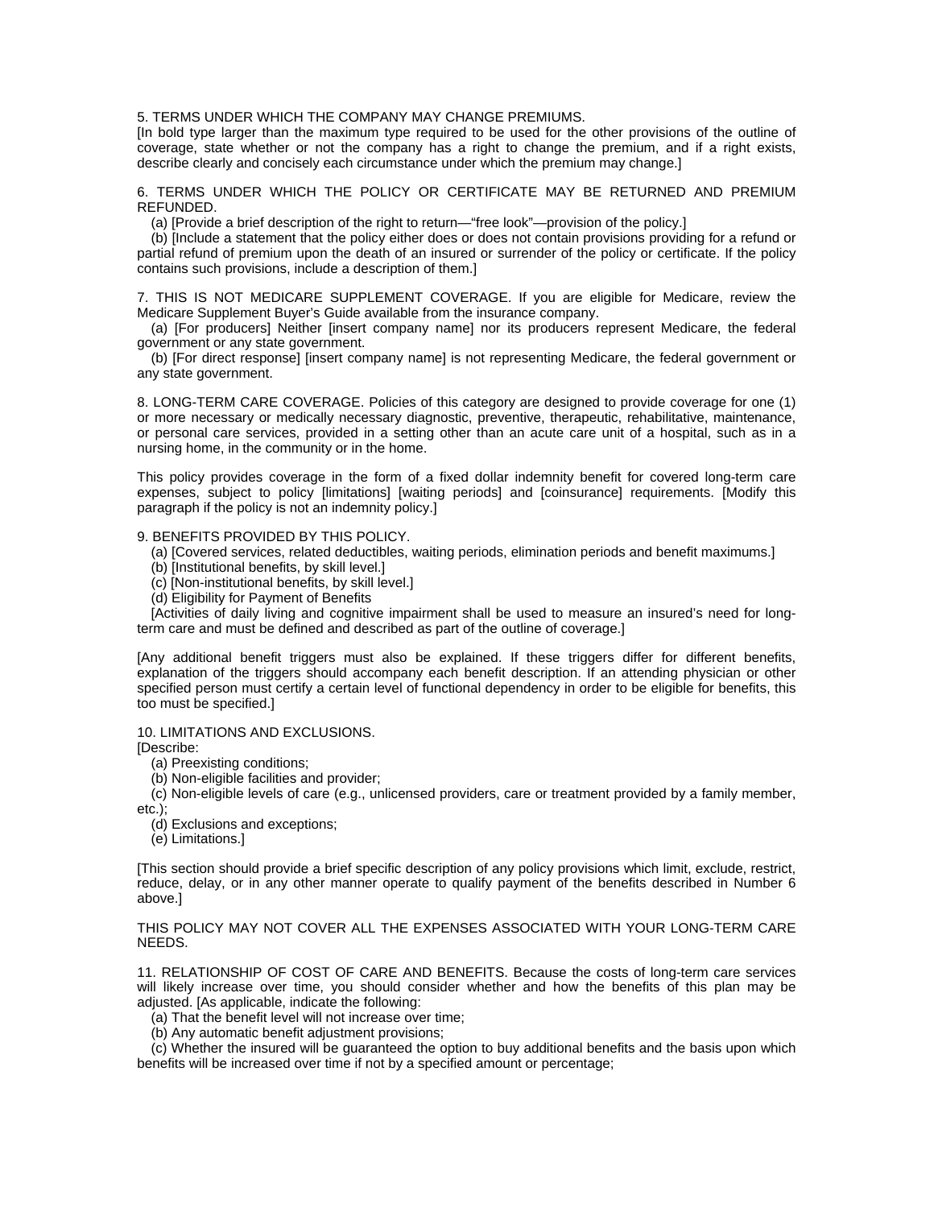5. TERMS UNDER WHICH THE COMPANY MAY CHANGE PREMIUMS.
[In bold type larger than the maximum type required to be used for the other provisions of the outline of coverage, state whether or not the company has a right to change the premium, and if a right exists, describe clearly and concisely each circumstance under which the premium may change.]

6. TERMS UNDER WHICH THE POLICY OR CERTIFICATE MAY BE RETURNED AND PREMIUM REFUNDED.

(a) [Provide a brief description of the right to return—"free look"—provision of the policy.]

(b) [Include a statement that the policy either does or does not contain provisions providing for a refund or partial refund of premium upon the death of an insured or surrender of the policy or certificate. If the policy contains such provisions, include a description of them.]

7. THIS IS NOT MEDICARE SUPPLEMENT COVERAGE. If you are eligible for Medicare, review the Medicare Supplement Buyer's Guide available from the insurance company.

(a) [For producers] Neither [insert company name] nor its producers represent Medicare, the federal government or any state government.

(b) [For direct response] [insert company name] is not representing Medicare, the federal government or any state government.

8. LONG-TERM CARE COVERAGE. Policies of this category are designed to provide coverage for one (1) or more necessary or medically necessary diagnostic, preventive, therapeutic, rehabilitative, maintenance, or personal care services, provided in a setting other than an acute care unit of a hospital, such as in a nursing home, in the community or in the home.

This policy provides coverage in the form of a fixed dollar indemnity benefit for covered long-term care expenses, subject to policy [limitations] [waiting periods] and [coinsurance] requirements. [Modify this paragraph if the policy is not an indemnity policy.]

9. BENEFITS PROVIDED BY THIS POLICY.

(a) [Covered services, related deductibles, waiting periods, elimination periods and benefit maximums.]

(b) [Institutional benefits, by skill level.]

(c) [Non-institutional benefits, by skill level.]

(d) Eligibility for Payment of Benefits

[Activities of daily living and cognitive impairment shall be used to measure an insured's need for long-term care and must be defined and described as part of the outline of coverage.]

[Any additional benefit triggers must also be explained. If these triggers differ for different benefits, explanation of the triggers should accompany each benefit description. If an attending physician or other specified person must certify a certain level of functional dependency in order to be eligible for benefits, this too must be specified.]

10. LIMITATIONS AND EXCLUSIONS.
[Describe:

(a) Preexisting conditions;

(b) Non-eligible facilities and provider;

(c) Non-eligible levels of care (e.g., unlicensed providers, care or treatment provided by a family member, etc.);

(d) Exclusions and exceptions;

(e) Limitations.]

[This section should provide a brief specific description of any policy provisions which limit, exclude, restrict, reduce, delay, or in any other manner operate to qualify payment of the benefits described in Number 6 above.]

THIS POLICY MAY NOT COVER ALL THE EXPENSES ASSOCIATED WITH YOUR LONG-TERM CARE NEEDS.

11. RELATIONSHIP OF COST OF CARE AND BENEFITS. Because the costs of long-term care services will likely increase over time, you should consider whether and how the benefits of this plan may be adjusted. [As applicable, indicate the following:

(a) That the benefit level will not increase over time;

(b) Any automatic benefit adjustment provisions;

(c) Whether the insured will be guaranteed the option to buy additional benefits and the basis upon which benefits will be increased over time if not by a specified amount or percentage;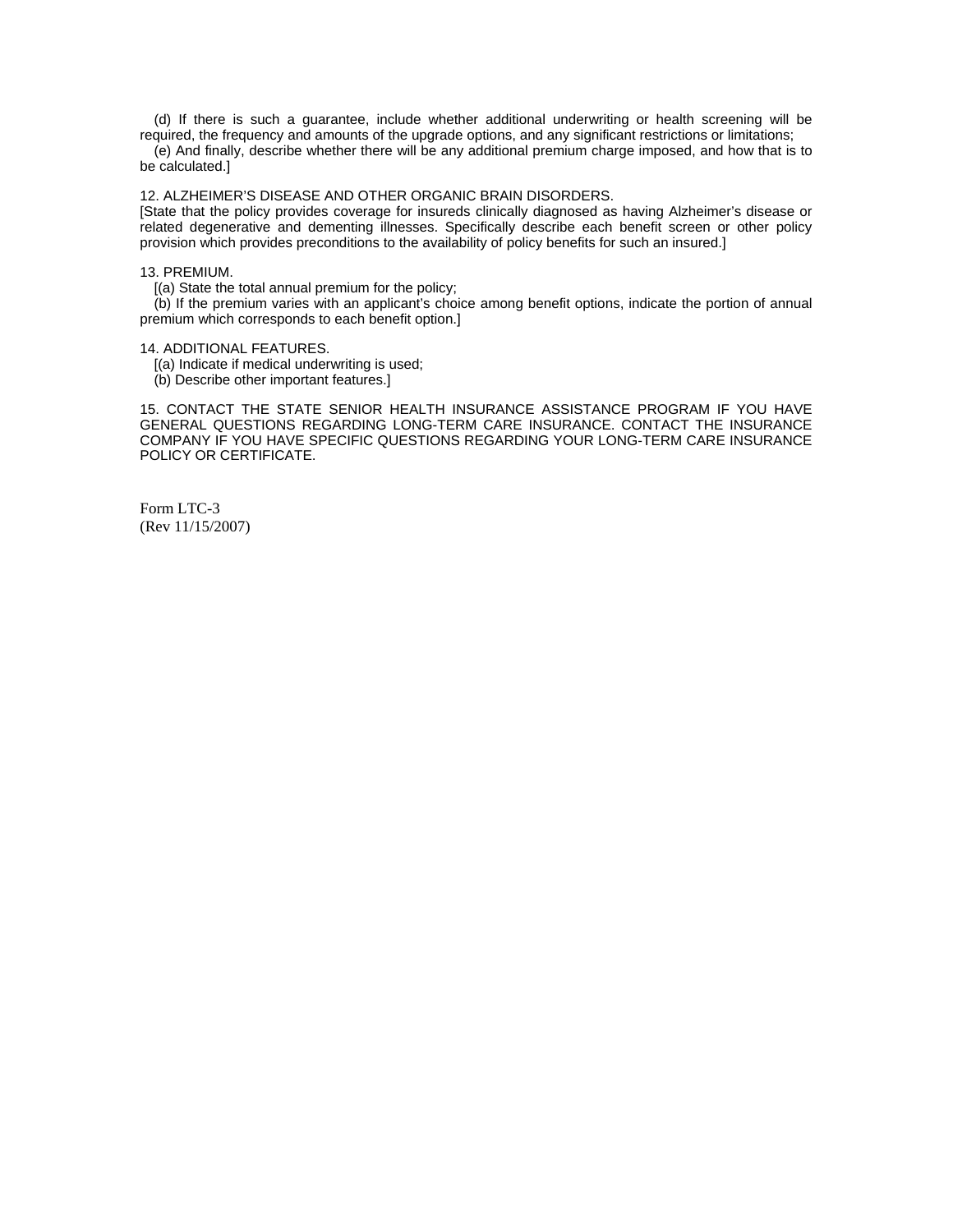(d) If there is such a guarantee, include whether additional underwriting or health screening will be required, the frequency and amounts of the upgrade options, and any significant restrictions or limitations;

(e) And finally, describe whether there will be any additional premium charge imposed, and how that is to be calculated.]

12. ALZHEIMER'S DISEASE AND OTHER ORGANIC BRAIN DISORDERS.

[State that the policy provides coverage for insureds clinically diagnosed as having Alzheimer's disease or related degenerative and dementing illnesses. Specifically describe each benefit screen or other policy provision which provides preconditions to the availability of policy benefits for such an insured.]

13. PREMIUM.

[(a) State the total annual premium for the policy;

(b) If the premium varies with an applicant's choice among benefit options, indicate the portion of annual premium which corresponds to each benefit option.]

14. ADDITIONAL FEATURES.

[(a) Indicate if medical underwriting is used;

(b) Describe other important features.]

15. CONTACT THE STATE SENIOR HEALTH INSURANCE ASSISTANCE PROGRAM IF YOU HAVE GENERAL QUESTIONS REGARDING LONG-TERM CARE INSURANCE. CONTACT THE INSURANCE COMPANY IF YOU HAVE SPECIFIC QUESTIONS REGARDING YOUR LONG-TERM CARE INSURANCE POLICY OR CERTIFICATE.

Form LTC-3
(Rev 11/15/2007)